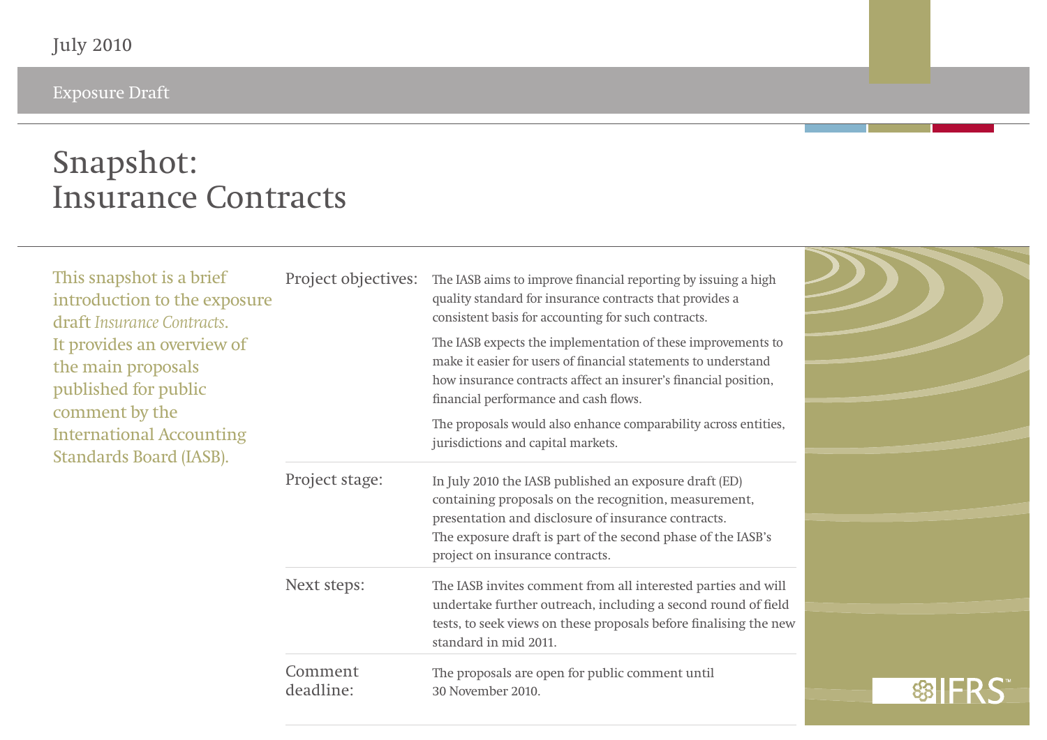July 2010

Exposure Draft

# Snapshot: Insurance Contracts

This snapshot is a brief introduction to the exposure draft *Insurance Contracts*. It provides an overview of the main proposals published for public comment by the International Accounting Standards Board (IASB).

| | |
|---|---|
| Project objectives: | The IASB aims to improve financial reporting by issuing a high quality standard for insurance contracts that provides a consistent basis for accounting for such contracts.<br><br>The IASB expects the implementation of these improvements to make it easier for users of financial statements to understand how insurance contracts affect an insurer's financial position, financial performance and cash flows.<br><br>The proposals would also enhance comparability across entities, jurisdictions and capital markets. |
| Project stage: | In July 2010 the IASB published an exposure draft (ED) containing proposals on the recognition, measurement, presentation and disclosure of insurance contracts. The exposure draft is part of the second phase of the IASB's project on insurance contracts. |
| Next steps: | The IASB invites comment from all interested parties and will undertake further outreach, including a second round of field tests, to seek views on these proposals before finalising the new standard in mid 2011. |
| Comment deadline: | The proposals are open for public comment until 30 November 2010. |

IFRS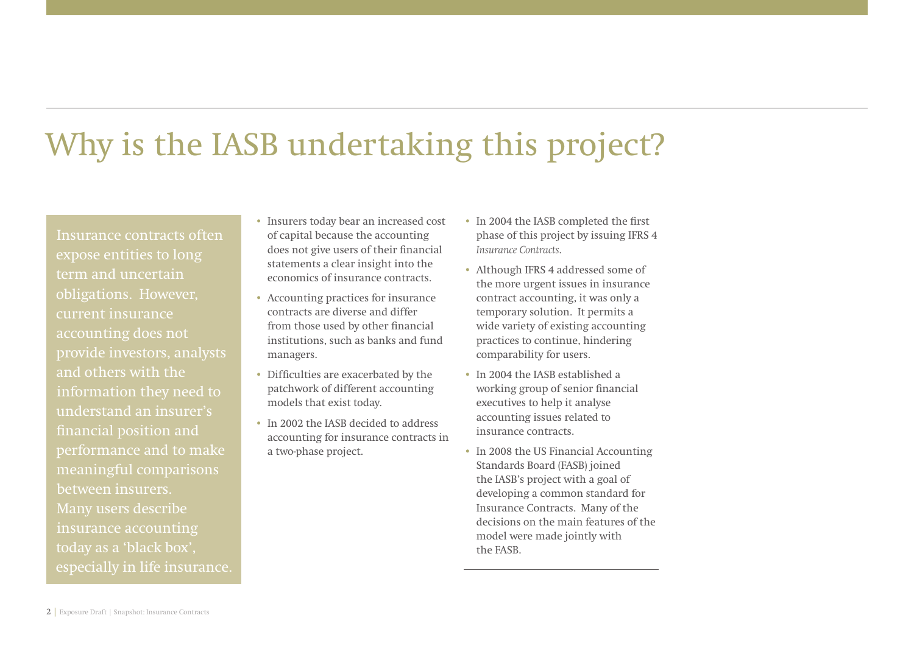# Why is the IASB undertaking this project?

Insurance contracts often expose entities to long term and uncertain obligations. However, current insurance accounting does not provide investors, analysts and others with the information they need to understand an insurer's financial position and performance and to make meaningful comparisons between insurers. Many users describe insurance accounting today as a 'black box', especially in life insurance.

- Insurers today bear an increased cost of capital because the accounting does not give users of their financial statements a clear insight into the economics of insurance contracts.
- Accounting practices for insurance contracts are diverse and differ from those used by other financial institutions, such as banks and fund managers.
- Difficulties are exacerbated by the patchwork of different accounting models that exist today.
- In 2002 the IASB decided to address accounting for insurance contracts in a two-phase project.
- In 2004 the IASB completed the first phase of this project by issuing IFRS 4 *Insurance Contracts*.
- Although IFRS 4 addressed some of the more urgent issues in insurance contract accounting, it was only a temporary solution. It permits a wide variety of existing accounting practices to continue, hindering comparability for users.
- In 2004 the IASB established a working group of senior financial executives to help it analyse accounting issues related to insurance contracts.
- In 2008 the US Financial Accounting Standards Board (FASB) joined the IASB's project with a goal of developing a common standard for Insurance Contracts. Many of the decisions on the main features of the model were made jointly with the FASB.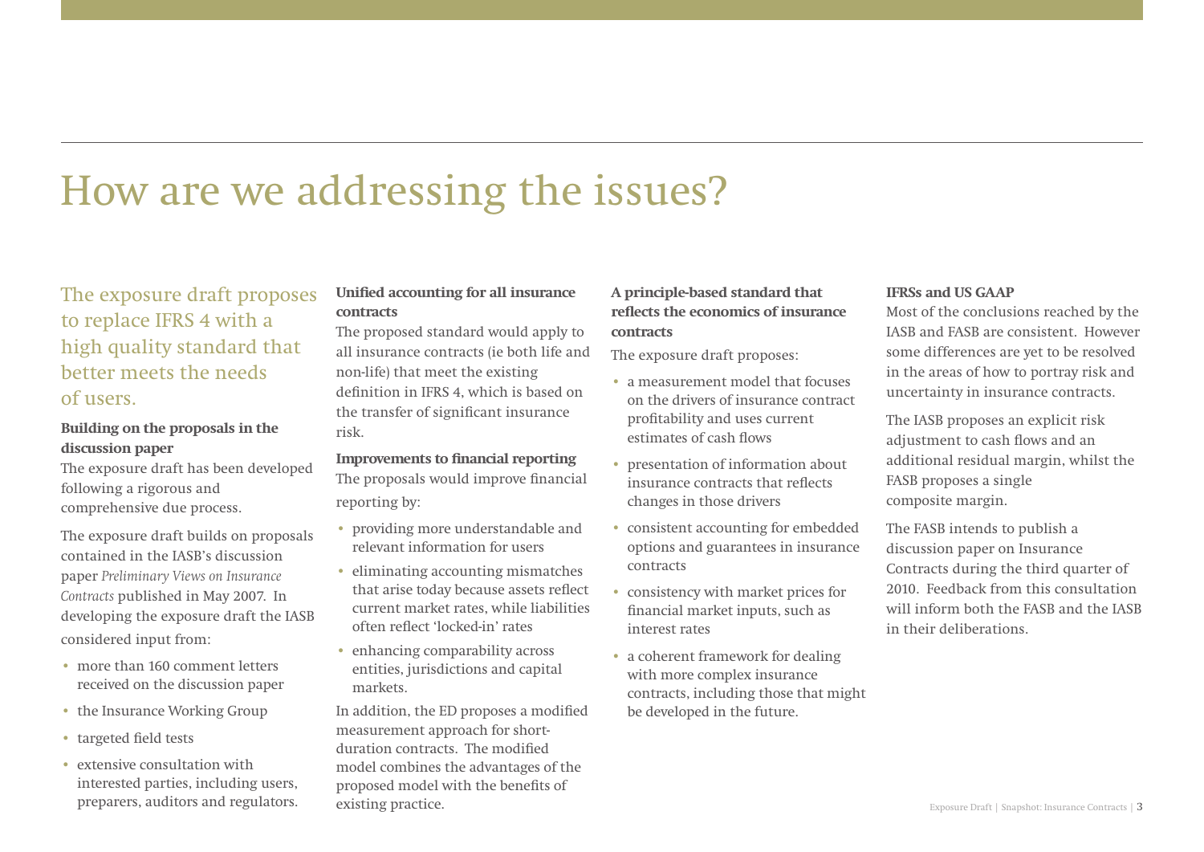# How are we addressing the issues?

## The exposure draft proposes to replace IFRS 4 with a high quality standard that better meets the needs of users.

**Building on the proposals in the discussion paper**

The exposure draft has been developed following a rigorous and comprehensive due process.

The exposure draft builds on proposals contained in the IASB's discussion paper *Preliminary Views on Insurance Contracts* published in May 2007. In developing the exposure draft the IASB considered input from:

- more than 160 comment letters received on the discussion paper
- the Insurance Working Group
- targeted field tests
- extensive consultation with interested parties, including users, preparers, auditors and regulators.

**Unified accounting for all insurance contracts**

The proposed standard would apply to all insurance contracts (ie both life and non-life) that meet the existing definition in IFRS 4, which is based on the transfer of significant insurance risk.

**Improvements to financial reporting**

The proposals would improve financial reporting by:

- providing more understandable and relevant information for users
- eliminating accounting mismatches that arise today because assets reflect current market rates, while liabilities often reflect 'locked-in' rates
- enhancing comparability across entities, jurisdictions and capital markets.

In addition, the ED proposes a modified measurement approach for short-duration contracts. The modified model combines the advantages of the proposed model with the benefits of existing practice.

**A principle-based standard that reflects the economics of insurance contracts**

The exposure draft proposes:

- a measurement model that focuses on the drivers of insurance contract profitability and uses current estimates of cash flows
- presentation of information about insurance contracts that reflects changes in those drivers
- consistent accounting for embedded options and guarantees in insurance contracts
- consistency with market prices for financial market inputs, such as interest rates
- a coherent framework for dealing with more complex insurance contracts, including those that might be developed in the future.

**IFRSs and US GAAP**

Most of the conclusions reached by the IASB and FASB are consistent. However some differences are yet to be resolved in the areas of how to portray risk and uncertainty in insurance contracts.

The IASB proposes an explicit risk adjustment to cash flows and an additional residual margin, whilst the FASB proposes a single composite margin.

The FASB intends to publish a discussion paper on Insurance Contracts during the third quarter of 2010. Feedback from this consultation will inform both the FASB and the IASB in their deliberations.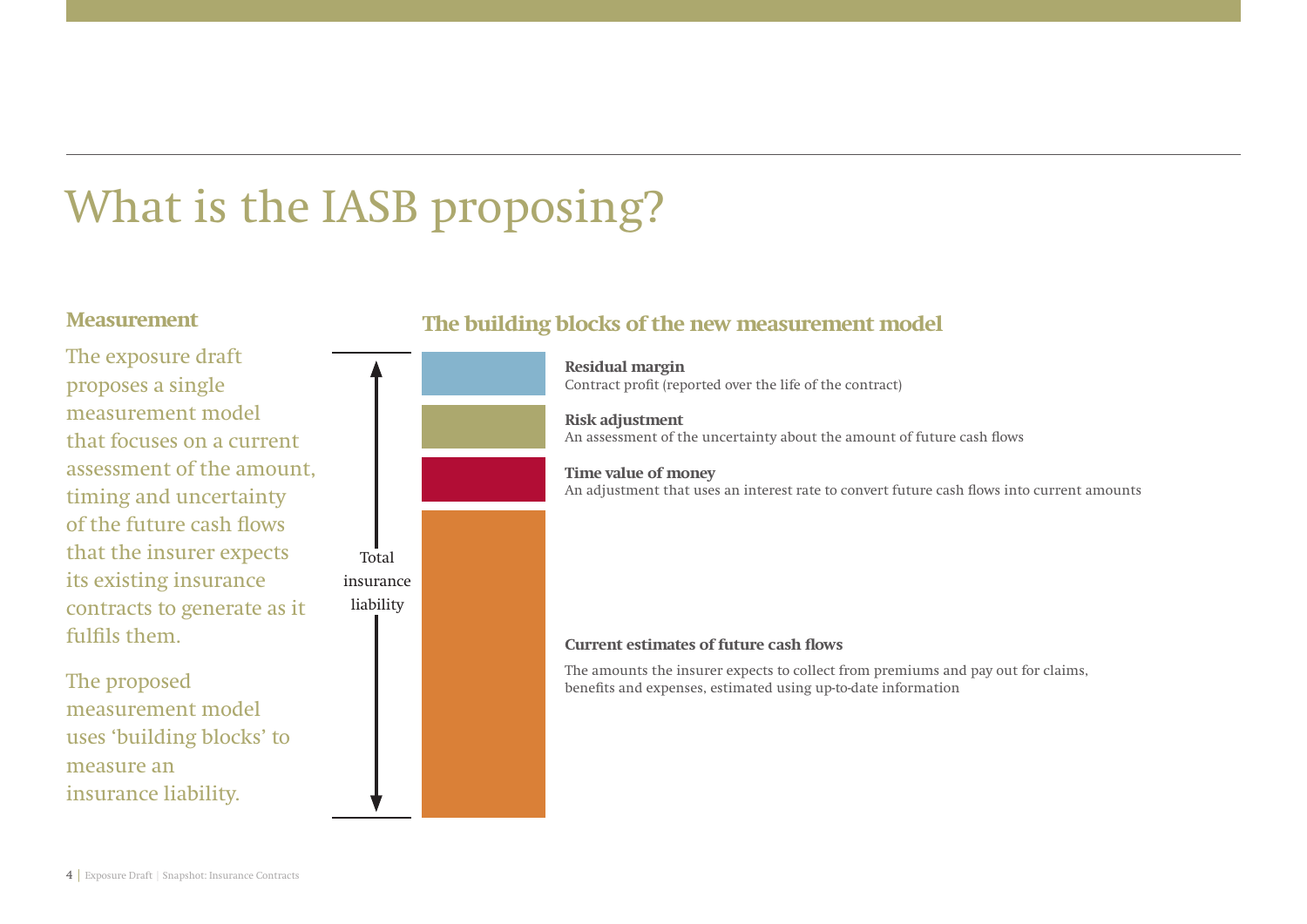# What is the IASB proposing?

## Measurement

The exposure draft proposes a single measurement model that focuses on a current assessment of the amount, timing and uncertainty of the future cash flows that the insurer expects its existing insurance contracts to generate as it fulfils them.

The proposed measurement model uses 'building blocks' to measure an insurance liability.

## The building blocks of the new measurement model

Total insurance liability

**Residual margin**
Contract profit (reported over the life of the contract)

**Risk adjustment**
An assessment of the uncertainty about the amount of future cash flows

**Time value of money**
An adjustment that uses an interest rate to convert future cash flows into current amounts

**Current estimates of future cash flows**

The amounts the insurer expects to collect from premiums and pay out for claims, benefits and expenses, estimated using up-to-date information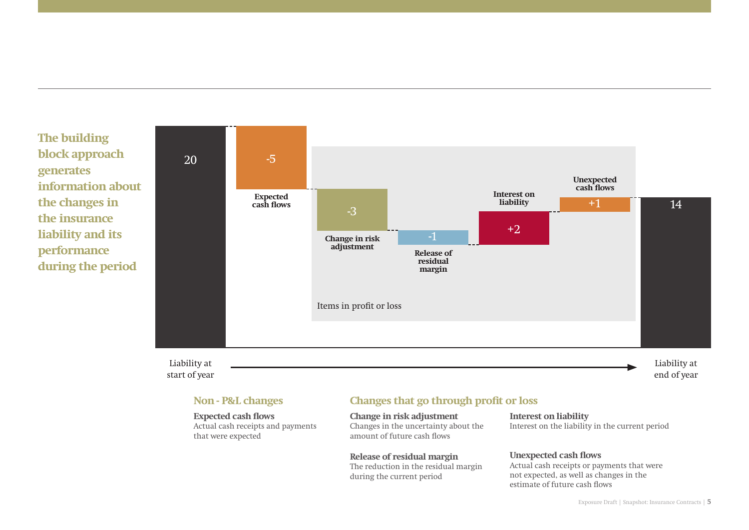**The building block approach generates information about the changes in the insurance liability and its performance during the period**

20

-5

Expected cash flows

-3

Change in risk adjustment

-1

Release of residual margin

Interest on liability

+2

Unexpected cash flows

+1

14

Items in profit or loss

Liability at start of year

Liability at end of year

## Non - P&L changes

**Expected cash flows**
Actual cash receipts and payments that were expected

## Changes that go through profit or loss

**Change in risk adjustment**
Changes in the uncertainty about the amount of future cash flows

**Release of residual margin**
The reduction in the residual margin during the current period

**Interest on liability**
Interest on the liability in the current period

**Unexpected cash flows**
Actual cash receipts or payments that were not expected, as well as changes in the estimate of future cash flows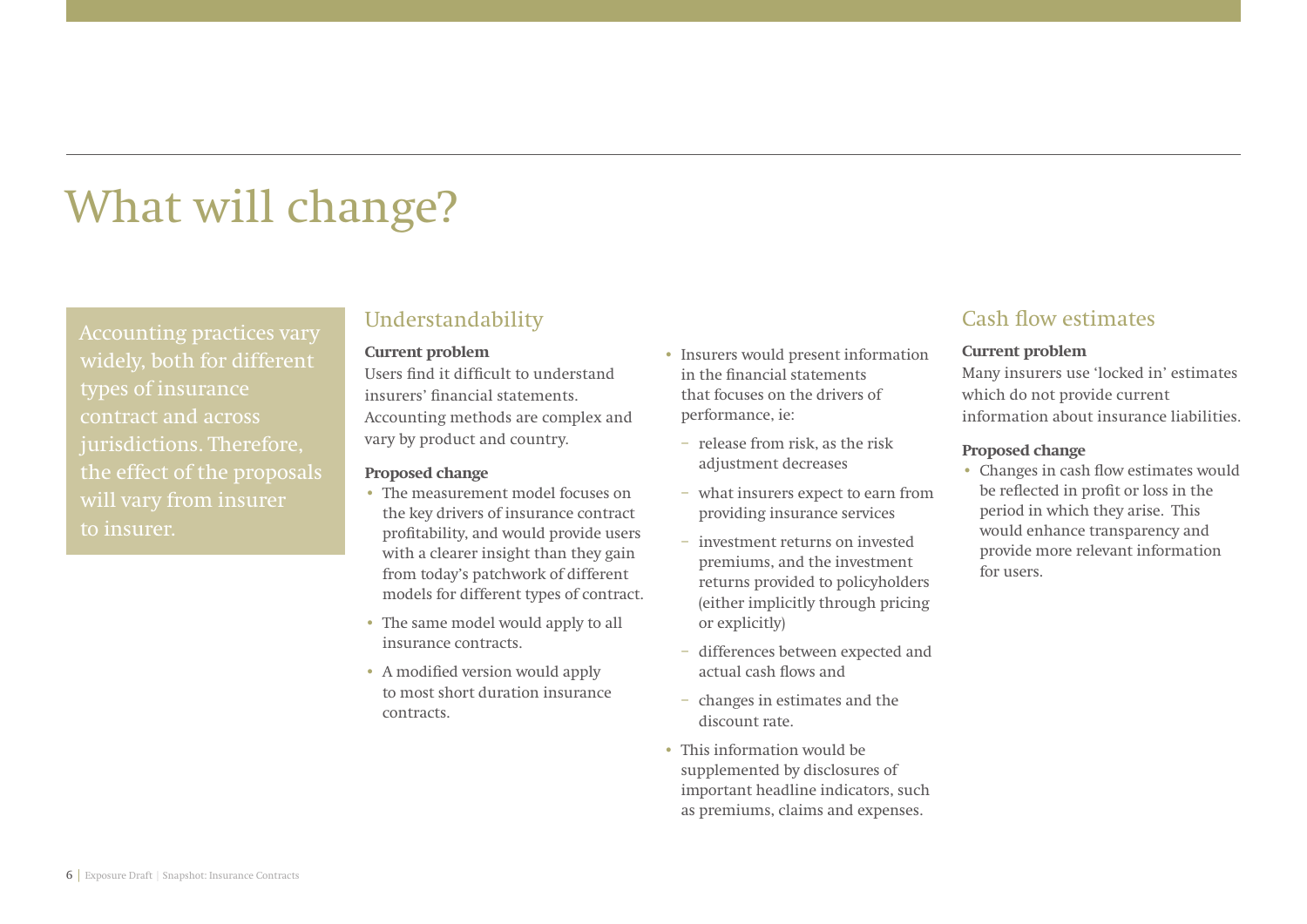# What will change?

Accounting practices vary widely, both for different types of insurance contract and across jurisdictions. Therefore, the effect of the proposals will vary from insurer to insurer.

## Understandability

**Current problem**

Users find it difficult to understand insurers' financial statements. Accounting methods are complex and vary by product and country.

**Proposed change**

- The measurement model focuses on the key drivers of insurance contract profitability, and would provide users with a clearer insight than they gain from today's patchwork of different models for different types of contract.
- The same model would apply to all insurance contracts.
- A modified version would apply to most short duration insurance contracts.
- Insurers would present information in the financial statements that focuses on the drivers of performance, ie:
  - release from risk, as the risk adjustment decreases
  - what insurers expect to earn from providing insurance services
  - investment returns on invested premiums, and the investment returns provided to policyholders (either implicitly through pricing or explicitly)
  - differences between expected and actual cash flows and
  - changes in estimates and the discount rate.
- This information would be supplemented by disclosures of important headline indicators, such as premiums, claims and expenses.

## Cash flow estimates

**Current problem**

Many insurers use 'locked in' estimates which do not provide current information about insurance liabilities.

**Proposed change**

- Changes in cash flow estimates would be reflected in profit or loss in the period in which they arise. This would enhance transparency and provide more relevant information for users.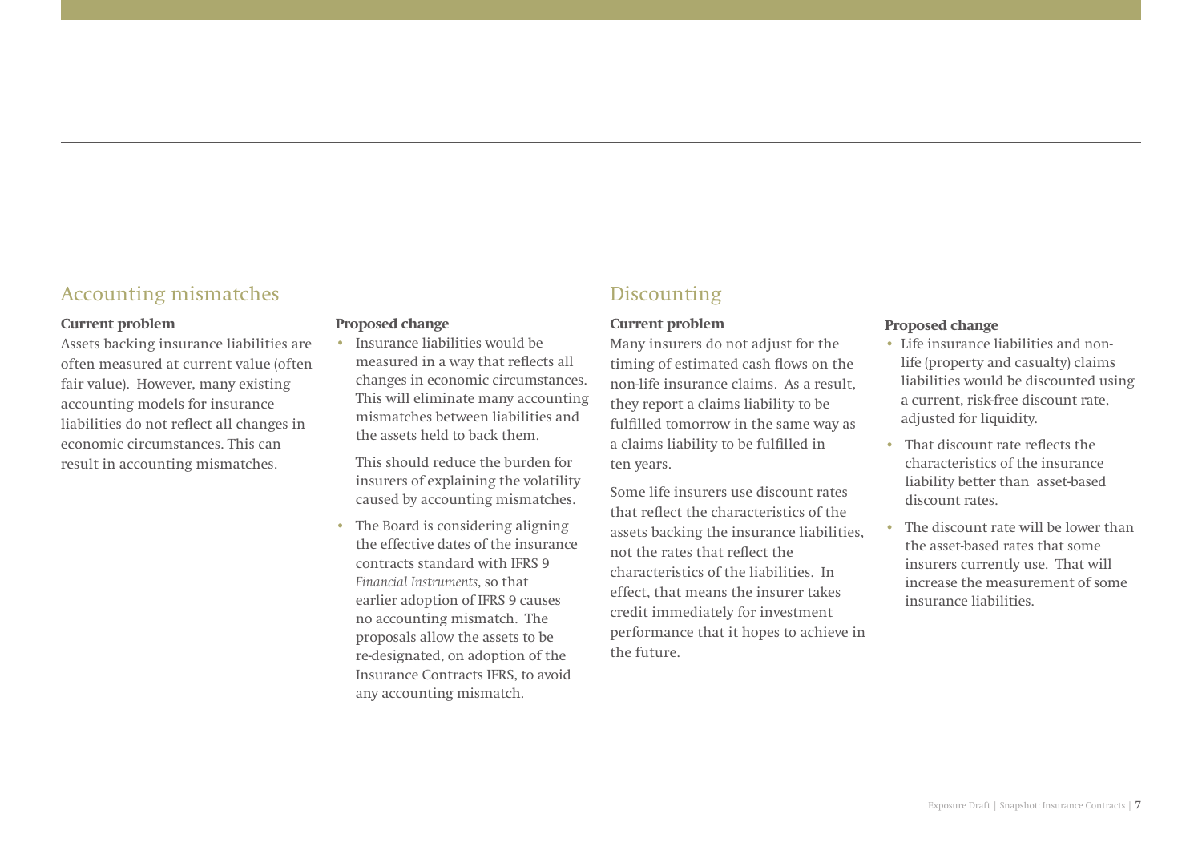## Accounting mismatches

**Current problem**

Assets backing insurance liabilities are often measured at current value (often fair value). However, many existing accounting models for insurance liabilities do not reflect all changes in economic circumstances. This can result in accounting mismatches.

**Proposed change**

- Insurance liabilities would be measured in a way that reflects all changes in economic circumstances. This will eliminate many accounting mismatches between liabilities and the assets held to back them.

  This should reduce the burden for insurers of explaining the volatility caused by accounting mismatches.

- The Board is considering aligning the effective dates of the insurance contracts standard with IFRS 9 *Financial Instruments*, so that earlier adoption of IFRS 9 causes no accounting mismatch. The proposals allow the assets to be re-designated, on adoption of the Insurance Contracts IFRS, to avoid any accounting mismatch.

## Discounting

**Current problem**

Many insurers do not adjust for the timing of estimated cash flows on the non-life insurance claims. As a result, they report a claims liability to be fulfilled tomorrow in the same way as a claims liability to be fulfilled in ten years.

Some life insurers use discount rates that reflect the characteristics of the assets backing the insurance liabilities, not the rates that reflect the characteristics of the liabilities. In effect, that means the insurer takes credit immediately for investment performance that it hopes to achieve in the future.

**Proposed change**

- Life insurance liabilities and non-life (property and casualty) claims liabilities would be discounted using a current, risk-free discount rate, adjusted for liquidity.
- That discount rate reflects the characteristics of the insurance liability better than asset-based discount rates.
- The discount rate will be lower than the asset-based rates that some insurers currently use. That will increase the measurement of some insurance liabilities.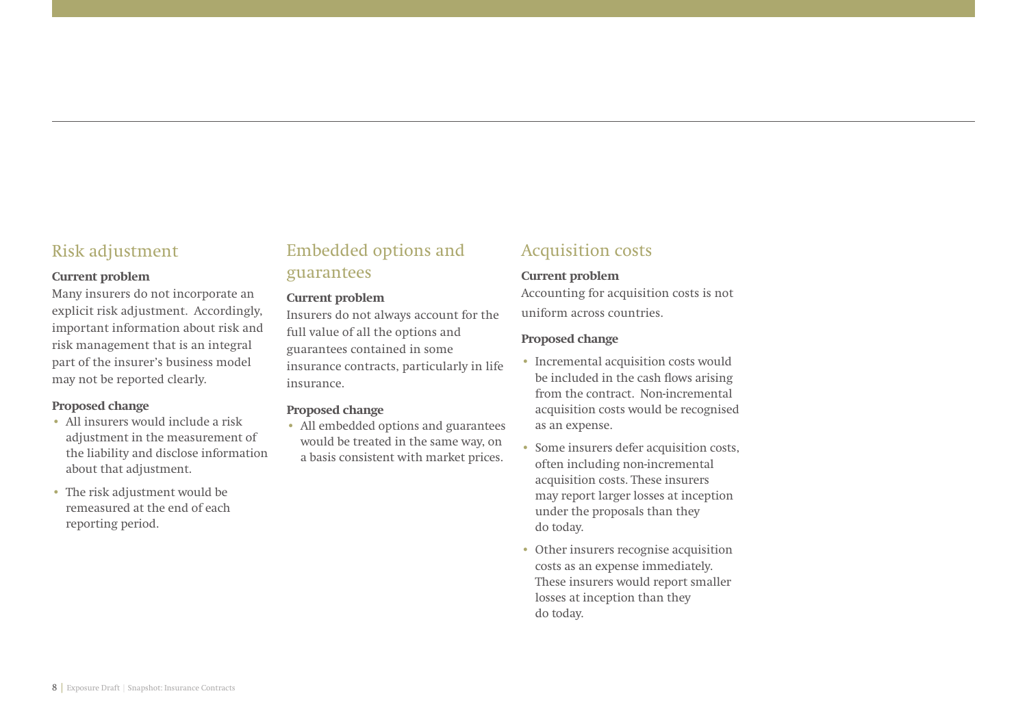## Risk adjustment

**Current problem**

Many insurers do not incorporate an explicit risk adjustment. Accordingly, important information about risk and risk management that is an integral part of the insurer's business model may not be reported clearly.

**Proposed change**

- All insurers would include a risk adjustment in the measurement of the liability and disclose information about that adjustment.
- The risk adjustment would be remeasured at the end of each reporting period.

## Embedded options and guarantees

**Current problem**

Insurers do not always account for the full value of all the options and guarantees contained in some insurance contracts, particularly in life insurance.

**Proposed change**

- All embedded options and guarantees would be treated in the same way, on a basis consistent with market prices.

## Acquisition costs

**Current problem**

Accounting for acquisition costs is not uniform across countries.

**Proposed change**

- Incremental acquisition costs would be included in the cash flows arising from the contract. Non-incremental acquisition costs would be recognised as an expense.
- Some insurers defer acquisition costs, often including non-incremental acquisition costs. These insurers may report larger losses at inception under the proposals than they do today.
- Other insurers recognise acquisition costs as an expense immediately. These insurers would report smaller losses at inception than they do today.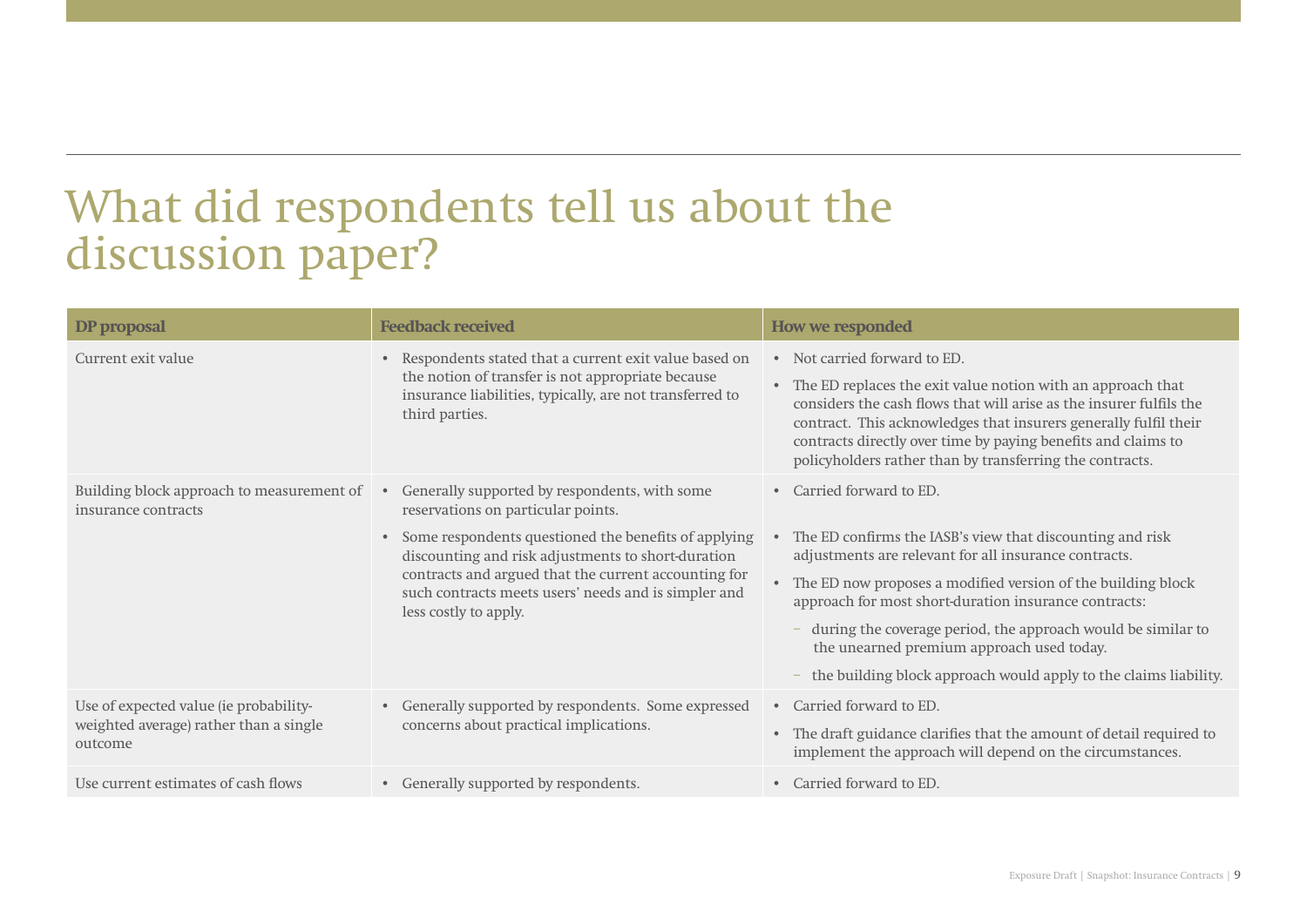# What did respondents tell us about the discussion paper?

| DP proposal | Feedback received | How we responded |
| --- | --- | --- |
| Current exit value | • Respondents stated that a current exit value based on the notion of transfer is not appropriate because insurance liabilities, typically, are not transferred to third parties. | • Not carried forward to ED.<br>• The ED replaces the exit value notion with an approach that considers the cash flows that will arise as the insurer fulfils the contract. This acknowledges that insurers generally fulfil their contracts directly over time by paying benefits and claims to policyholders rather than by transferring the contracts. |
| Building block approach to measurement of insurance contracts | • Generally supported by respondents, with some reservations on particular points.<br>• Some respondents questioned the benefits of applying discounting and risk adjustments to short-duration contracts and argued that the current accounting for such contracts meets users' needs and is simpler and less costly to apply. | • Carried forward to ED.<br>• The ED confirms the IASB's view that discounting and risk adjustments are relevant for all insurance contracts.<br>• The ED now proposes a modified version of the building block approach for most short-duration insurance contracts:<br>– during the coverage period, the approach would be similar to the unearned premium approach used today.<br>– the building block approach would apply to the claims liability. |
| Use of expected value (ie probability-weighted average) rather than a single outcome | • Generally supported by respondents. Some expressed concerns about practical implications. | • Carried forward to ED.<br>• The draft guidance clarifies that the amount of detail required to implement the approach will depend on the circumstances. |
| Use current estimates of cash flows | • Generally supported by respondents. | • Carried forward to ED. |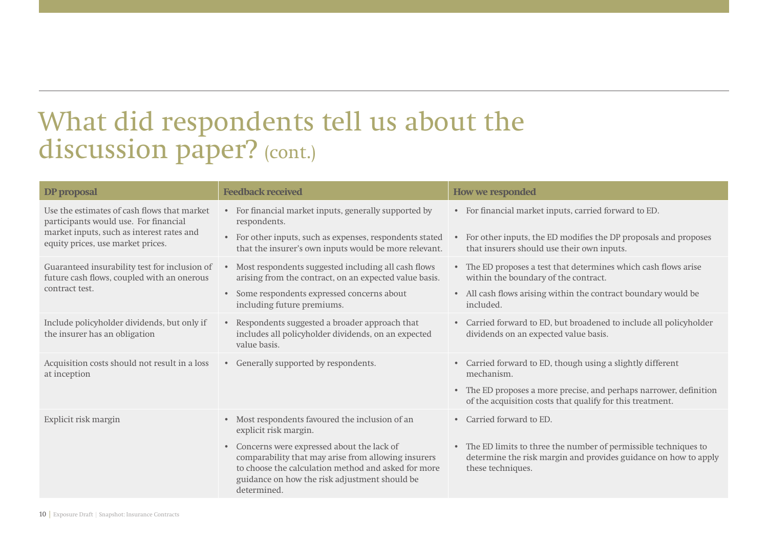# What did respondents tell us about the discussion paper? (cont.)

| DP proposal | Feedback received | How we responded |
|---|---|---|
| Use the estimates of cash flows that market participants would use. For financial market inputs, such as interest rates and equity prices, use market prices. | • For financial market inputs, generally supported by respondents.<br>• For other inputs, such as expenses, respondents stated that the insurer's own inputs would be more relevant. | • For financial market inputs, carried forward to ED.<br>• For other inputs, the ED modifies the DP proposals and proposes that insurers should use their own inputs. |
| Guaranteed insurability test for inclusion of future cash flows, coupled with an onerous contract test. | • Most respondents suggested including all cash flows arising from the contract, on an expected value basis.<br>• Some respondents expressed concerns about including future premiums. | • The ED proposes a test that determines which cash flows arise within the boundary of the contract.<br>• All cash flows arising within the contract boundary would be included. |
| Include policyholder dividends, but only if the insurer has an obligation | • Respondents suggested a broader approach that includes all policyholder dividends, on an expected value basis. | • Carried forward to ED, but broadened to include all policyholder dividends on an expected value basis. |
| Acquisition costs should not result in a loss at inception | • Generally supported by respondents. | • Carried forward to ED, though using a slightly different mechanism.<br>• The ED proposes a more precise, and perhaps narrower, definition of the acquisition costs that qualify for this treatment. |
| Explicit risk margin | • Most respondents favoured the inclusion of an explicit risk margin.<br>• Concerns were expressed about the lack of comparability that may arise from allowing insurers to choose the calculation method and asked for more guidance on how the risk adjustment should be determined. | • Carried forward to ED.<br>• The ED limits to three the number of permissible techniques to determine the risk margin and provides guidance on how to apply these techniques. |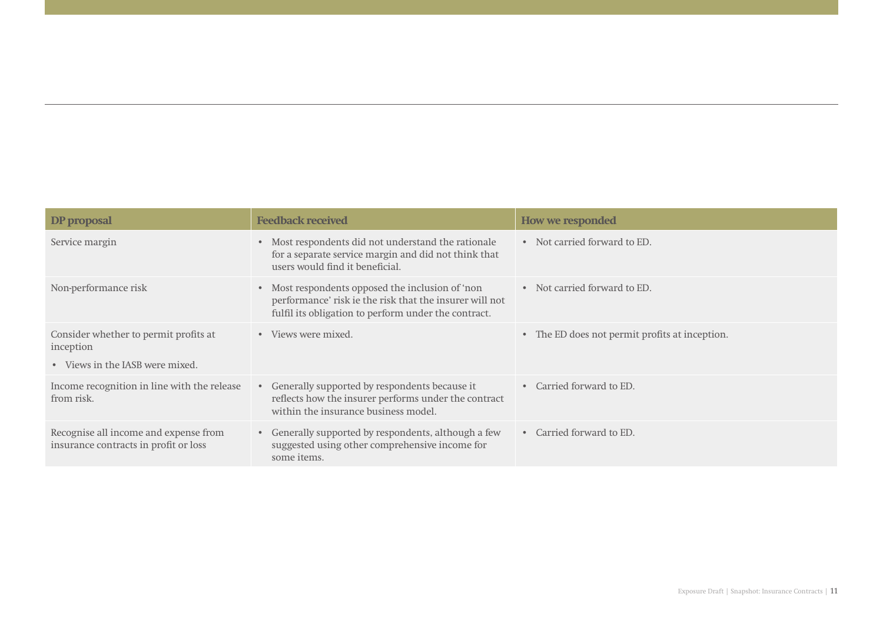| DP proposal | Feedback received | How we responded |
|---|---|---|
| Service margin | • Most respondents did not understand the rationale for a separate service margin and did not think that users would find it beneficial. | • Not carried forward to ED. |
| Non-performance risk | • Most respondents opposed the inclusion of 'non performance' risk ie the risk that the insurer will not fulfil its obligation to perform under the contract. | • Not carried forward to ED. |
| Consider whether to permit profits at inception<br>• Views in the IASB were mixed. | • Views were mixed. | • The ED does not permit profits at inception. |
| Income recognition in line with the release from risk. | • Generally supported by respondents because it reflects how the insurer performs under the contract within the insurance business model. | • Carried forward to ED. |
| Recognise all income and expense from insurance contracts in profit or loss | • Generally supported by respondents, although a few suggested using other comprehensive income for some items. | • Carried forward to ED. |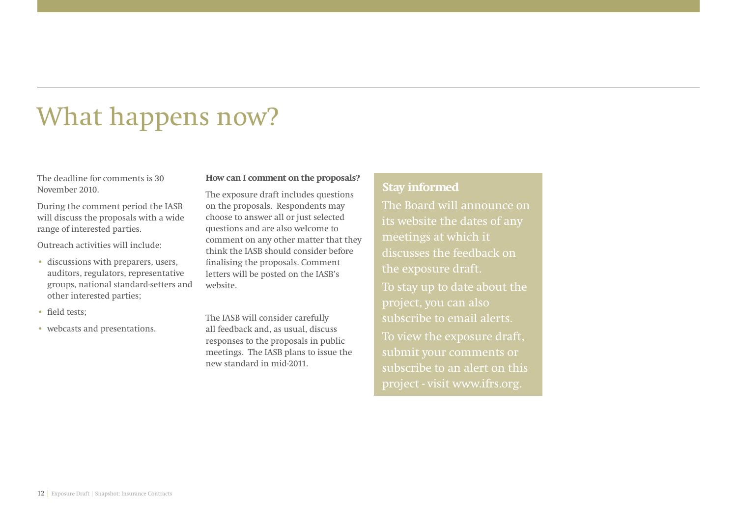# What happens now?

The deadline for comments is 30 November 2010.

During the comment period the IASB will discuss the proposals with a wide range of interested parties.

Outreach activities will include:

- discussions with preparers, users, auditors, regulators, representative groups, national standard-setters and other interested parties;
- field tests;
- webcasts and presentations.

**How can I comment on the proposals?**

The exposure draft includes questions on the proposals. Respondents may choose to answer all or just selected questions and are also welcome to comment on any other matter that they think the IASB should consider before finalising the proposals. Comment letters will be posted on the IASB's website.

The IASB will consider carefully all feedback and, as usual, discuss responses to the proposals in public meetings. The IASB plans to issue the new standard in mid-2011.

**Stay informed**

The Board will announce on its website the dates of any meetings at which it discusses the feedback on the exposure draft.

To stay up to date about the project, you can also subscribe to email alerts.

To view the exposure draft, submit your comments or subscribe to an alert on this project - visit www.ifrs.org.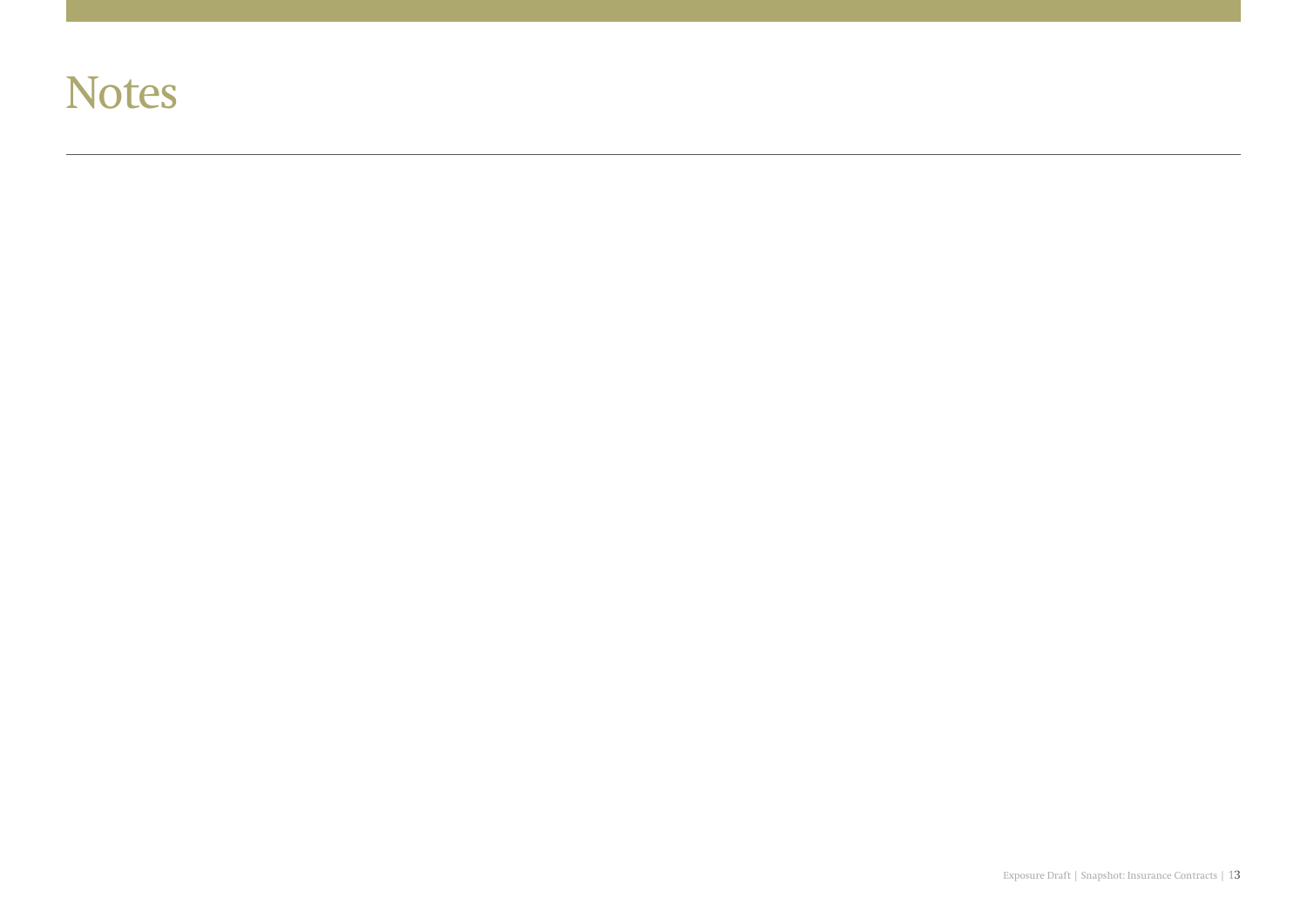# Notes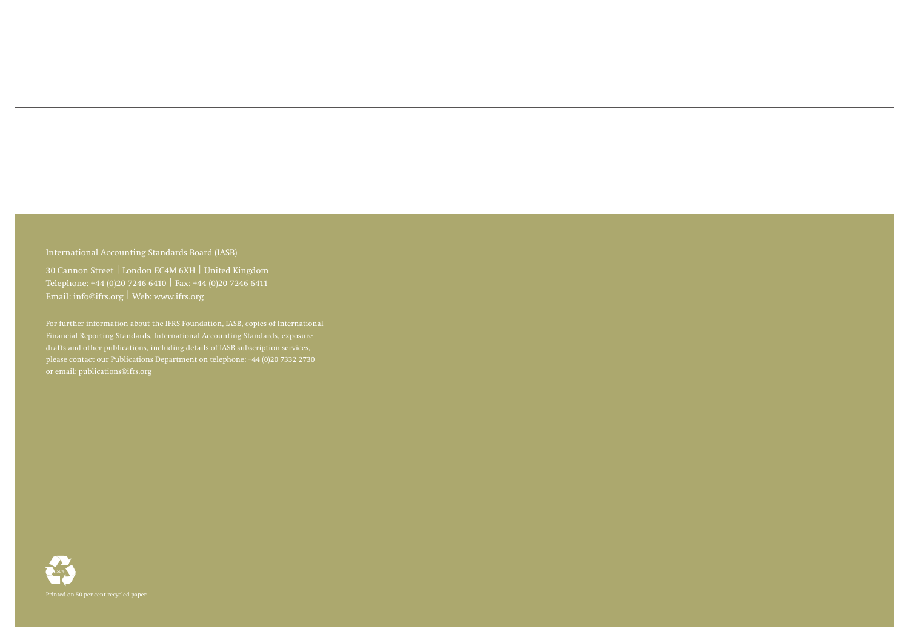International Accounting Standards Board (IASB)

30 Cannon Street | London EC4M 6XH | United Kingdom
Telephone: +44 (0)20 7246 6410 | Fax: +44 (0)20 7246 6411
Email: info@ifrs.org | Web: www.ifrs.org

For further information about the IFRS Foundation, IASB, copies of International Financial Reporting Standards, International Accounting Standards, exposure drafts and other publications, including details of IASB subscription services, please contact our Publications Department on telephone: +44 (0)20 7332 2730 or email: publications@ifrs.org

Printed on 50 per cent recycled paper